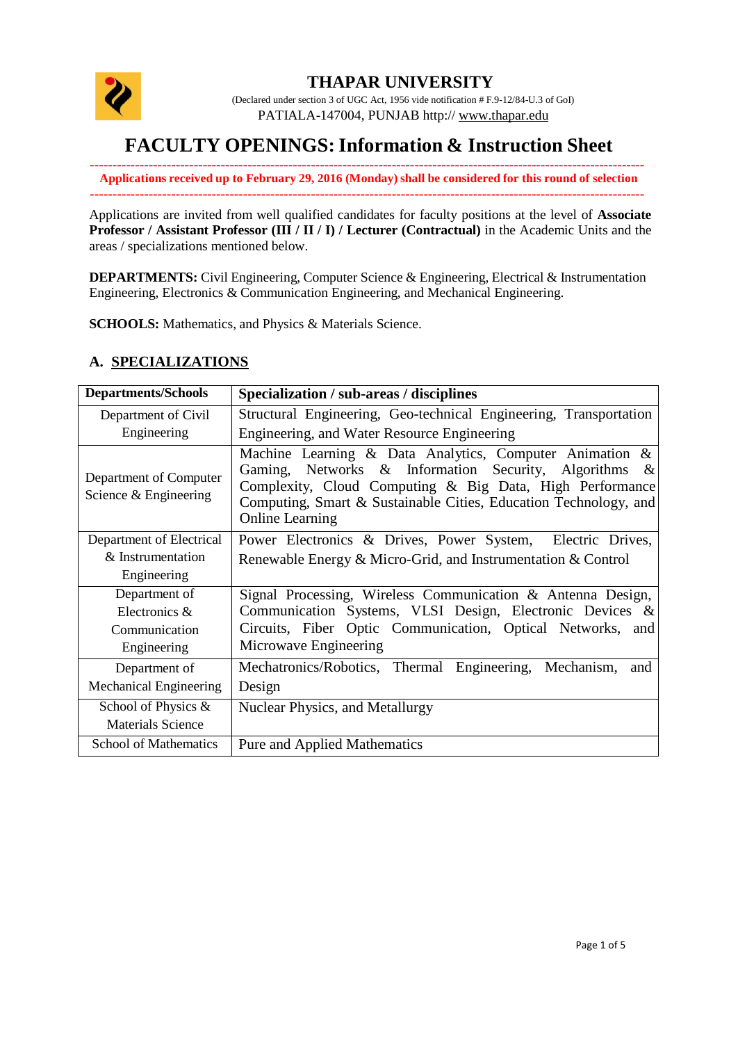# THAPAR UNIVERSITY

(Declared under section 3 of UGC Act, 1956 vide notification # F.9-12/84-U.3 of GoI)

PATIALA-147004, PUNJAB http:// www.thapar.edu

# FACULTY OPENINGS: Information & Instruction Sheet

---

**Applications received up to February 29, 2016 (Monday) shall be considered for this round of selection**

---

Applications are invited from well qualified candidates for faculty positions at the level of **Associate Professor / Assistant Professor (III / II / I) / Lecturer (Contractual)** in the Academic Units and the areas / specializations mentioned below.

**DEPARTMENTS:** Civil Engineering, Computer Science & Engineering, Electrical & Instrumentation Engineering, Electronics & Communication Engineering, and Mechanical Engineering.

**SCHOOLS:** Mathematics, and Physics & Materials Science.

## A. SPECIALIZATIONS

| Departments/Schools | Specialization / sub-areas / disciplines |
|---|---|
| Department of Civil Engineering | Structural Engineering, Geo-technical Engineering, Transportation Engineering, and Water Resource Engineering |
| Department of Computer Science & Engineering | Machine Learning & Data Analytics, Computer Animation & Gaming, Networks & Information Security, Algorithms & Complexity, Cloud Computing & Big Data, High Performance Computing, Smart & Sustainable Cities, Education Technology, and Online Learning |
| Department of Electrical & Instrumentation Engineering | Power Electronics & Drives, Power System, Electric Drives, Renewable Energy & Micro-Grid, and Instrumentation & Control |
| Department of Electronics & Communication Engineering | Signal Processing, Wireless Communication & Antenna Design, Communication Systems, VLSI Design, Electronic Devices & Circuits, Fiber Optic Communication, Optical Networks, and Microwave Engineering |
| Department of Mechanical Engineering | Mechatronics/Robotics, Thermal Engineering, Mechanism, and Design |
| School of Physics & Materials Science | Nuclear Physics, and Metallurgy |
| School of Mathematics | Pure and Applied Mathematics |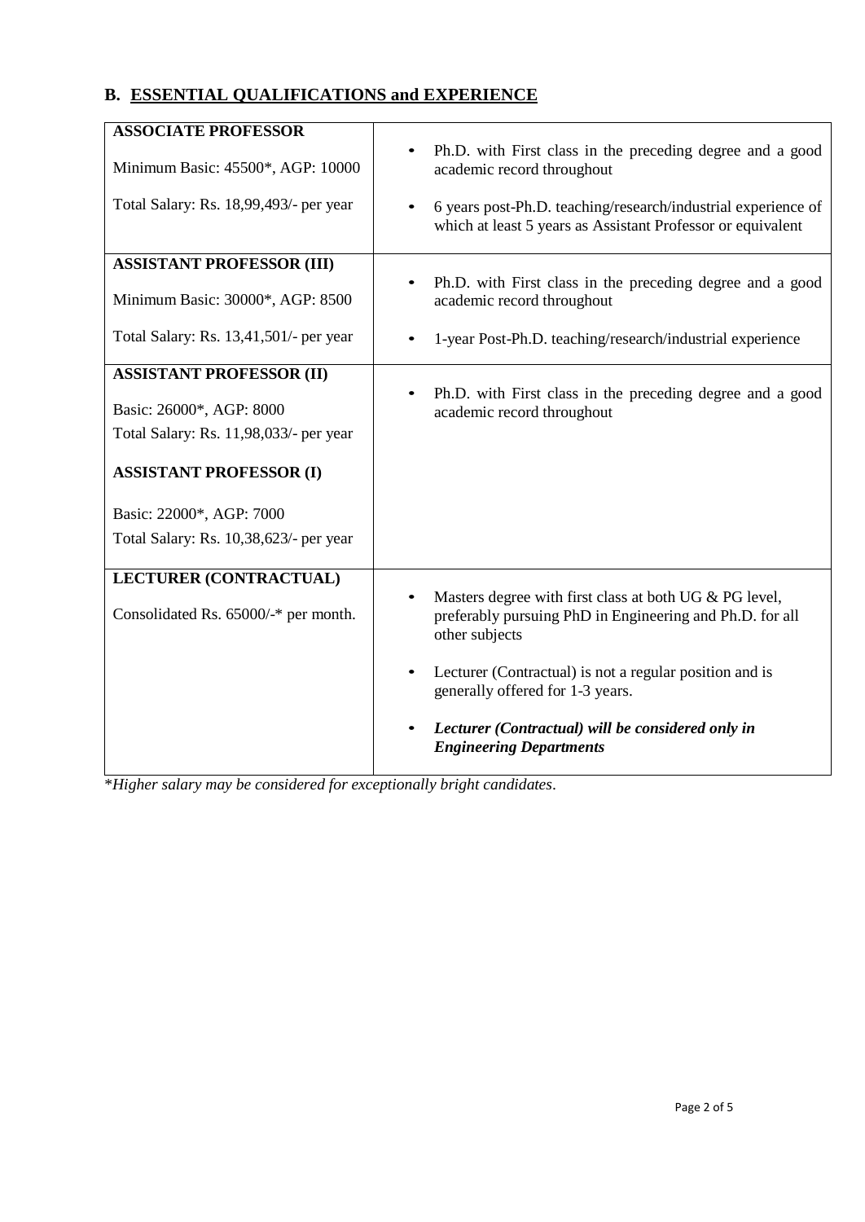## B. ESSENTIAL QUALIFICATIONS and EXPERIENCE

| Position | Qualifications and Experience |
| --- | --- |
| **ASSOCIATE PROFESSOR**<br><br>Minimum Basic: 45500*, AGP: 10000<br><br>Total Salary: Rs. 18,99,493/- per year | • Ph.D. with First class in the preceding degree and a good academic record throughout<br><br>• 6 years post-Ph.D. teaching/research/industrial experience of which at least 5 years as Assistant Professor or equivalent |
| **ASSISTANT PROFESSOR (III)**<br><br>Minimum Basic: 30000*, AGP: 8500<br><br>Total Salary: Rs. 13,41,501/- per year | • Ph.D. with First class in the preceding degree and a good academic record throughout<br><br>• 1-year Post-Ph.D. teaching/research/industrial experience |
| **ASSISTANT PROFESSOR (II)**<br><br>Basic: 26000*, AGP: 8000<br><br>Total Salary: Rs. 11,98,033/- per year<br><br>**ASSISTANT PROFESSOR (I)**<br><br>Basic: 22000*, AGP: 7000<br><br>Total Salary: Rs. 10,38,623/- per year | • Ph.D. with First class in the preceding degree and a good academic record throughout |
| **LECTURER (CONTRACTUAL)**<br><br>Consolidated Rs. 65000/-* per month. | • Masters degree with first class at both UG & PG level, preferably pursuing PhD in Engineering and Ph.D. for all other subjects<br><br>• Lecturer (Contractual) is not a regular position and is generally offered for 1-3 years.<br><br>• ***Lecturer (Contractual) will be considered only in Engineering Departments*** |

**Higher salary may be considered for exceptionally bright candidates*.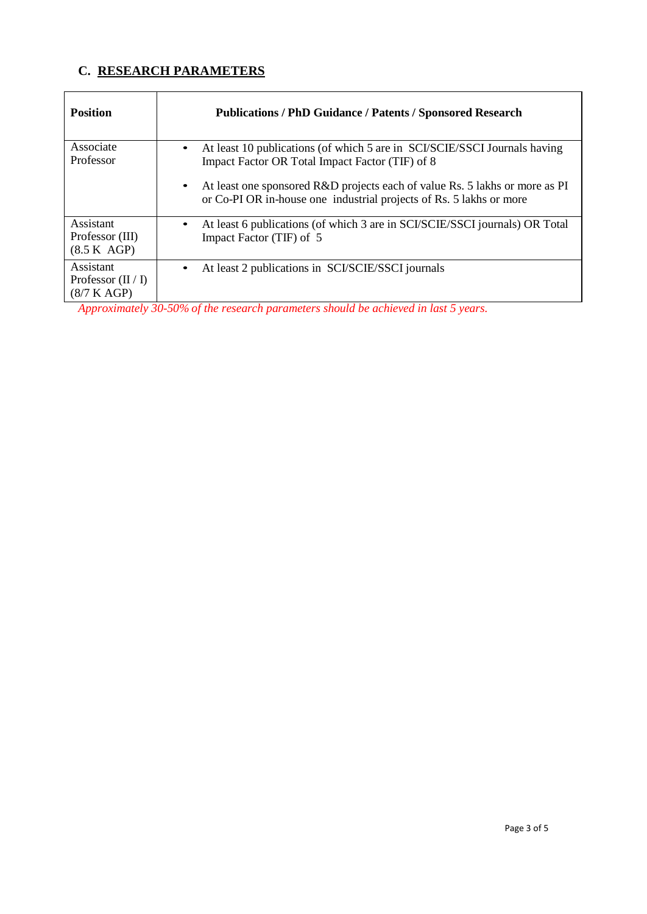## C. RESEARCH PARAMETERS

| Position | Publications / PhD Guidance / Patents / Sponsored Research |
|---|---|
| Associate Professor | • At least 10 publications (of which 5 are in SCI/SCIE/SSCI Journals having Impact Factor OR Total Impact Factor (TIF) of 8<br>• At least one sponsored R&D projects each of value Rs. 5 lakhs or more as PI or Co-PI OR in-house one industrial projects of Rs. 5 lakhs or more |
| Assistant Professor (III) (8.5 K AGP) | • At least 6 publications (of which 3 are in SCI/SCIE/SSCI journals) OR Total Impact Factor (TIF) of 5 |
| Assistant Professor (II / I) (8/7 K AGP) | • At least 2 publications in SCI/SCIE/SSCI journals |

*Approximately 30-50% of the research parameters should be achieved in last 5 years.*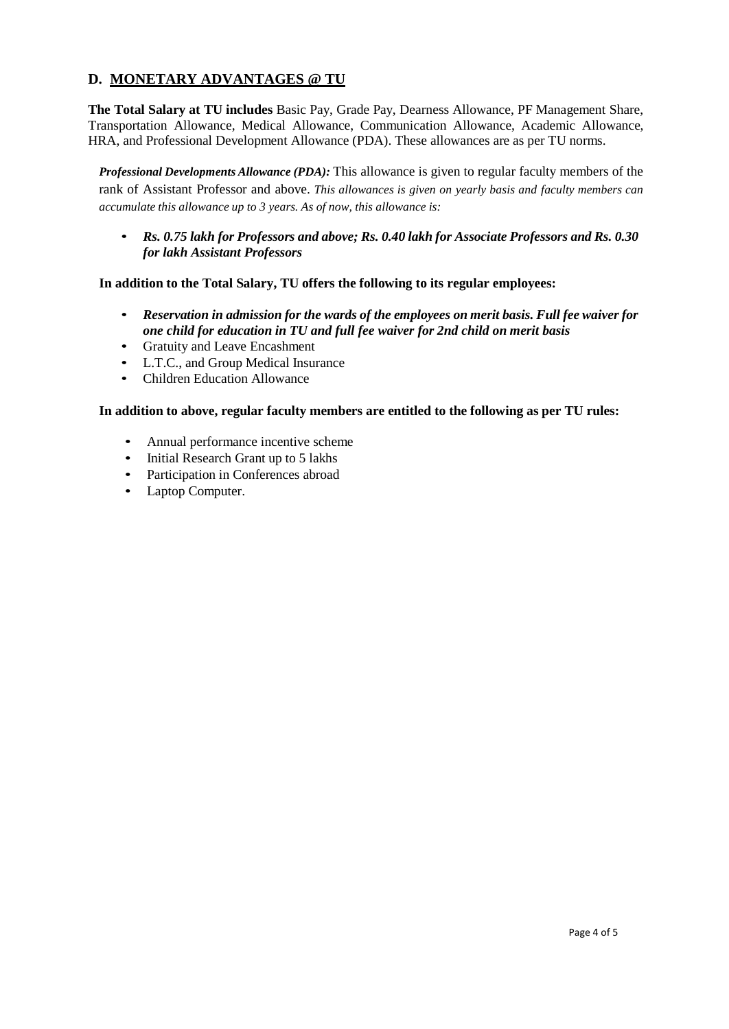## D. MONETARY ADVANTAGES @ TU

**The Total Salary at TU includes** Basic Pay, Grade Pay, Dearness Allowance, PF Management Share, Transportation Allowance, Medical Allowance, Communication Allowance, Academic Allowance, HRA, and Professional Development Allowance (PDA). These allowances are as per TU norms.

***Professional Developments Allowance (PDA):*** This allowance is given to regular faculty members of the rank of Assistant Professor and above. *This allowances is given on yearly basis and faculty members can accumulate this allowance up to 3 years. As of now, this allowance is:*

- ***Rs. 0.75 lakh for Professors and above; Rs. 0.40 lakh for Associate Professors and Rs. 0.30 for lakh Assistant Professors***

**In addition to the Total Salary, TU offers the following to its regular employees:**

- ***Reservation in admission for the wards of the employees on merit basis. Full fee waiver for one child for education in TU and full fee waiver for 2nd child on merit basis***
- Gratuity and Leave Encashment
- L.T.C., and Group Medical Insurance
- Children Education Allowance

**In addition to above, regular faculty members are entitled to the following as per TU rules:**

- Annual performance incentive scheme
- Initial Research Grant up to 5 lakhs
- Participation in Conferences abroad
- Laptop Computer.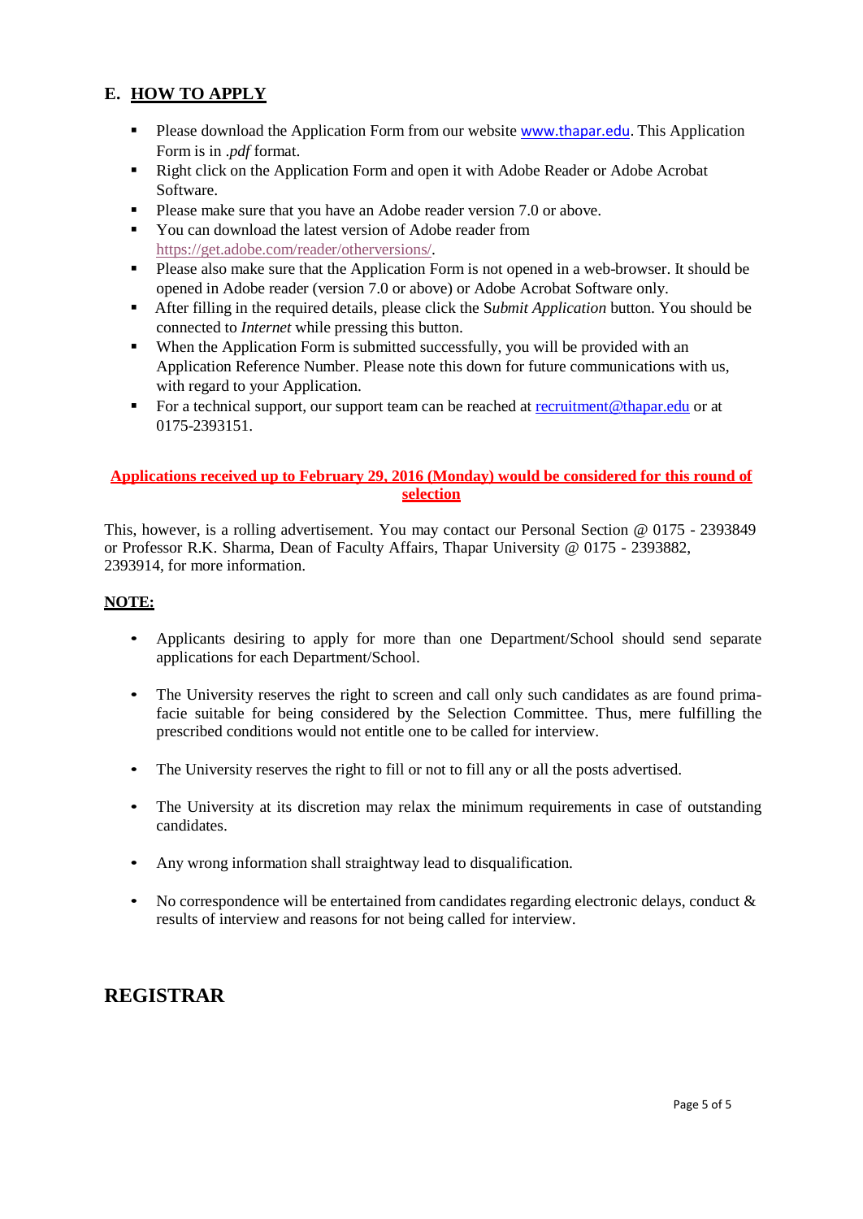## E. HOW TO APPLY

- Please download the Application Form from our website www.thapar.edu. This Application Form is in *.pdf* format.
- Right click on the Application Form and open it with Adobe Reader or Adobe Acrobat Software.
- Please make sure that you have an Adobe reader version 7.0 or above.
- You can download the latest version of Adobe reader from https://get.adobe.com/reader/otherversions/.
- Please also make sure that the Application Form is not opened in a web-browser. It should be opened in Adobe reader (version 7.0 or above) or Adobe Acrobat Software only.
- After filling in the required details, please click the S*ubmit Application* button. You should be connected to *Internet* while pressing this button.
- When the Application Form is submitted successfully, you will be provided with an Application Reference Number. Please note this down for future communications with us, with regard to your Application.
- For a technical support, our support team can be reached at recruitment@thapar.edu or at 0175-2393151.

**Applications received up to February 29, 2016 (Monday) would be considered for this round of selection**

This, however, is a rolling advertisement. You may contact our Personal Section @ 0175 - 2393849 or Professor R.K. Sharma, Dean of Faculty Affairs, Thapar University @ 0175 - 2393882, 2393914, for more information.

**NOTE:**

- Applicants desiring to apply for more than one Department/School should send separate applications for each Department/School.
- The University reserves the right to screen and call only such candidates as are found prima-facie suitable for being considered by the Selection Committee. Thus, mere fulfilling the prescribed conditions would not entitle one to be called for interview.
- The University reserves the right to fill or not to fill any or all the posts advertised.
- The University at its discretion may relax the minimum requirements in case of outstanding candidates.
- Any wrong information shall straightway lead to disqualification.
- No correspondence will be entertained from candidates regarding electronic delays, conduct & results of interview and reasons for not being called for interview.

**REGISTRAR**